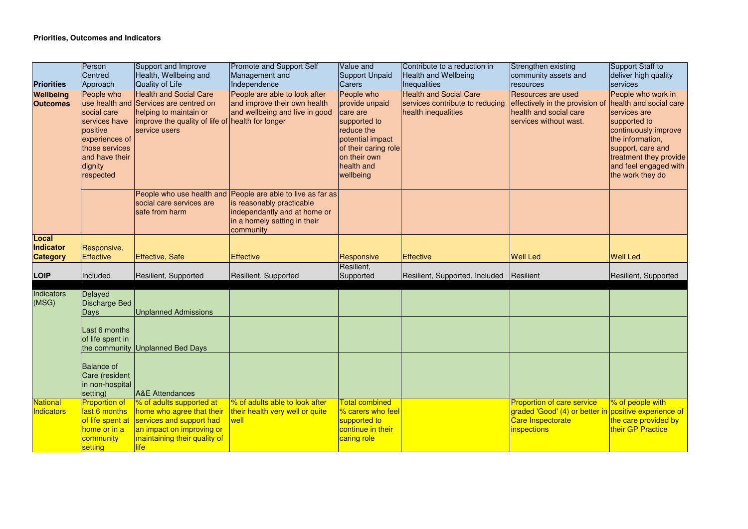**Priorities, Outcomes and Indicators**

| **Priorities** | Person Centred Approach | Support and Improve Health, Wellbeing and Quality of Life | Promote and Support Self Management and Independence | Value and Support Unpaid Carers | Contribute to a reduction in Health and Wellbeing Inequalities | Strengthen existing community assets and resources | Support Staff to deliver high quality services |
|---|---|---|---|---|---|---|---|
| **Wellbeing Outcomes** | People who use health and social care services have positive experiences of those services and have their dignity respected | Health and Social Care Services are centred on helping to maintain or improve the quality of life of service users | People are able to look after and improve their own health and wellbeing and live in good health for longer | People who provide unpaid care are supported to reduce the potential impact of their caring role on their own health and wellbeing | Health and Social Care services contribute to reducing health inequalities | Resources are used effectively in the provision of health and social care services without wast. | People who work in health and social care services are supported to continuously improve the information, support, care and treatment they provide and feel engaged with the work they do |
| | | People who use health and social care services are safe from harm | People are able to live as far as is reasonably practicable independantly and at home or in a homely setting in their community | | | | |
| **Local Indicator Category** | Responsive, Effective | Effective, Safe | Effective | Responsive | Effective | Well Led | Well Led |
| **LOIP** | Included | Resilient, Supported | Resilient, Supported | Resilient, Supported | Resilient, Supported, Included | Resilient | Resilient, Supported |
| Indicators (MSG) | Delayed Discharge Bed Days | Unplanned Admissions | | | | | |
| | Last 6 months of life spent in the community | Unplanned Bed Days | | | | | |
| | Balance of Care (resident in non-hospital setting) | A&E Attendances | | | | | |
| National Indicators | Proportion of last 6 months of life spent at home or in a community setting | % of adults supported at home who agree that their services and support had an impact on improving or maintaining their quality of life | % of adults able to look after their health very well or quite well | Total combined % carers who feel supported to continue in their caring role | | Proportion of care service graded 'Good' (4) or better in Care Inspectorate inspections | % of people with positive experience of the care provided by their GP Practice |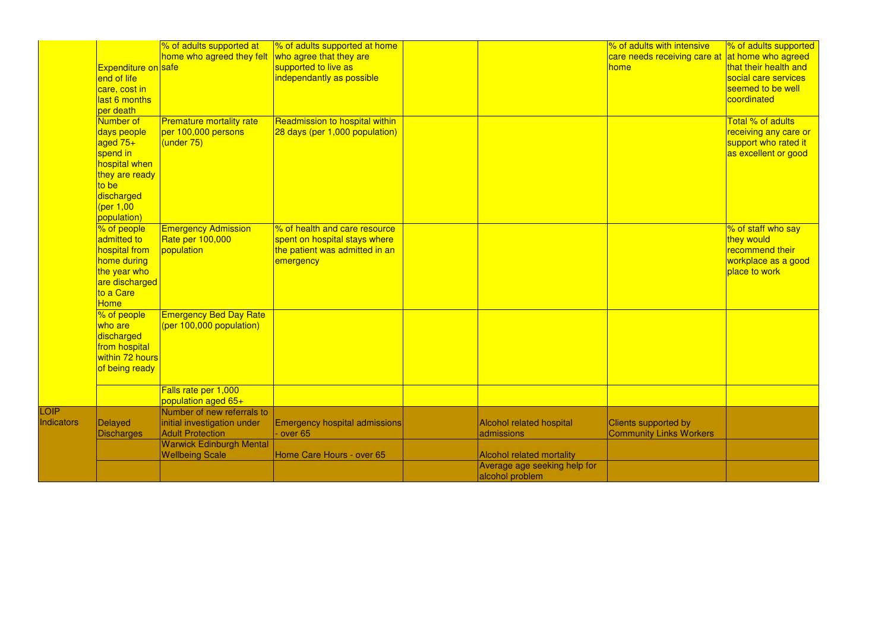| | | | | | | | |
|---|---|---|---|---|---|---|---|
| | Expenditure on end of life care, cost in last 6 months per death | % of adults supported at home who agreed they felt safe | % of adults supported at home who agree that they are supported to live as independantly as possible | | | % of adults with intensive care needs receiving care at home | % of adults supported at home who agreed that their health and social care services seemed to be well coordinated |
| | Number of days people aged 75+ spend in hospital when they are ready to be discharged (per 1,00 population) | Premature mortality rate per 100,000 persons (under 75) | Readmission to hospital within 28 days (per 1,000 population) | | | | Total % of adults receiving any care or support who rated it as excellent or good |
| | % of people admitted to hospital from home during the year who are discharged to a Care Home | Emergency Admission Rate per 100,000 population | % of health and care resource spent on hospital stays where the patient was admitted in an emergency | | | | % of staff who say they would recommend their workplace as a good place to work |
| | % of people who are discharged from hospital within 72 hours of being ready | Emergency Bed Day Rate (per 100,000 population) | | | | | |
| | | Falls rate per 1,000 population aged 65+ | | | | | |
| LOIP Indicators | Delayed Discharges | Number of new referrals to initial investigation under Adult Protection | Emergency hospital admissions - over 65 | | Alcohol related hospital admissions | Clients supported by Community Links Workers | |
| | | Warwick Edinburgh Mental Wellbeing Scale | Home Care Hours - over 65 | | Alcohol related mortality | | |
| | | | | | Average age seeking help for alcohol problem | | |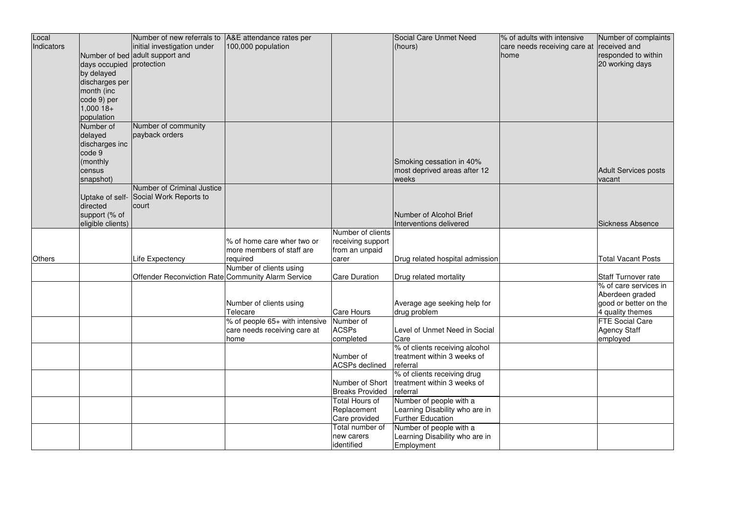| Local Indicators | Number of bed days occupied by delayed discharges per month (inc code 9) per 1,000 18+ population | Number of new referrals to initial investigation under adult support and protection | A&E attendance rates per 100,000 population | | Social Care Unmet Need (hours) | % of adults with intensive care needs receiving care at home | Number of complaints received and responded to within 20 working days |
|---|---|---|---|---|---|---|---|
| | Number of delayed discharges inc code 9 (monthly census snapshot) | Number of community payback orders | | | Smoking cessation in 40% most deprived areas after 12 weeks | | Adult Services posts vacant |
| | Uptake of self-directed support (% of eligible clients) | Number of Criminal Justice Social Work Reports to court | | | Number of Alcohol Brief Interventions delivered | | Sickness Absence |
| Others | | Life Expectency | % of home care wher two or more members of staff are required | Number of clients receiving support from an unpaid carer | Drug related hospital admission | | Total Vacant Posts |
| | | Offender Reconviction Rate | Number of clients using Community Alarm Service | Care Duration | Drug related mortality | | Staff Turnover rate |
| | | | Number of clients using Telecare | Care Hours | Average age seeking help for drug problem | | % of care services in Aberdeen graded good or better on the 4 quality themes |
| | | | % of people 65+ with intensive care needs receiving care at home | Number of ACSPs completed | Level of Unmet Need in Social Care | | FTE Social Care Agency Staff employed |
| | | | | Number of ACSPs declined | % of clients receiving alcohol treatment within 3 weeks of referral | | |
| | | | | Number of Short Breaks Provided | % of clients receiving drug treatment within 3 weeks of referral | | |
| | | | | Total Hours of Replacement Care provided | Number of people with a Learning Disability who are in Further Education | | |
| | | | | Total number of new carers identified | Number of people with a Learning Disability who are in Employment | | |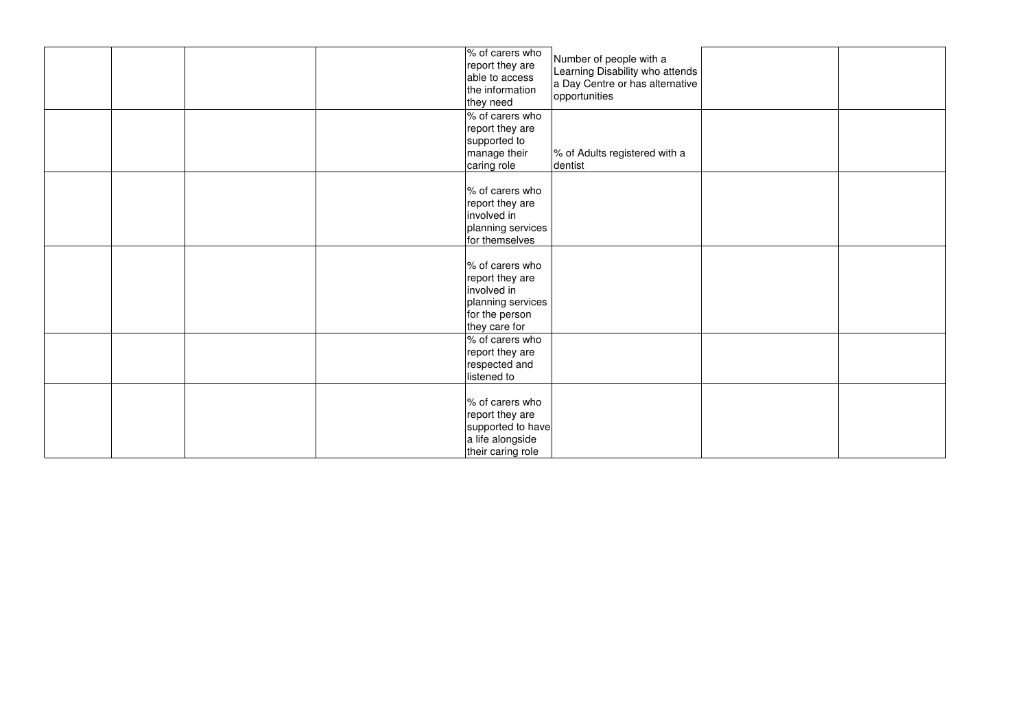| | | | | | | | |
|---|---|---|---|---|---|---|---|
| | | | | % of carers who report they are able to access the information they need | Number of people with a Learning Disability who attends a Day Centre or has alternative opportunities | | |
| | | | | % of carers who report they are supported to manage their caring role | % of Adults registered with a dentist | | |
| | | | | % of carers who report they are involved in planning services for themselves | | | |
| | | | | % of carers who report they are involved in planning services for the person they care for | | | |
| | | | | % of carers who report they are respected and listened to | | | |
| | | | | % of carers who report they are supported to have a life alongside their caring role | | | |